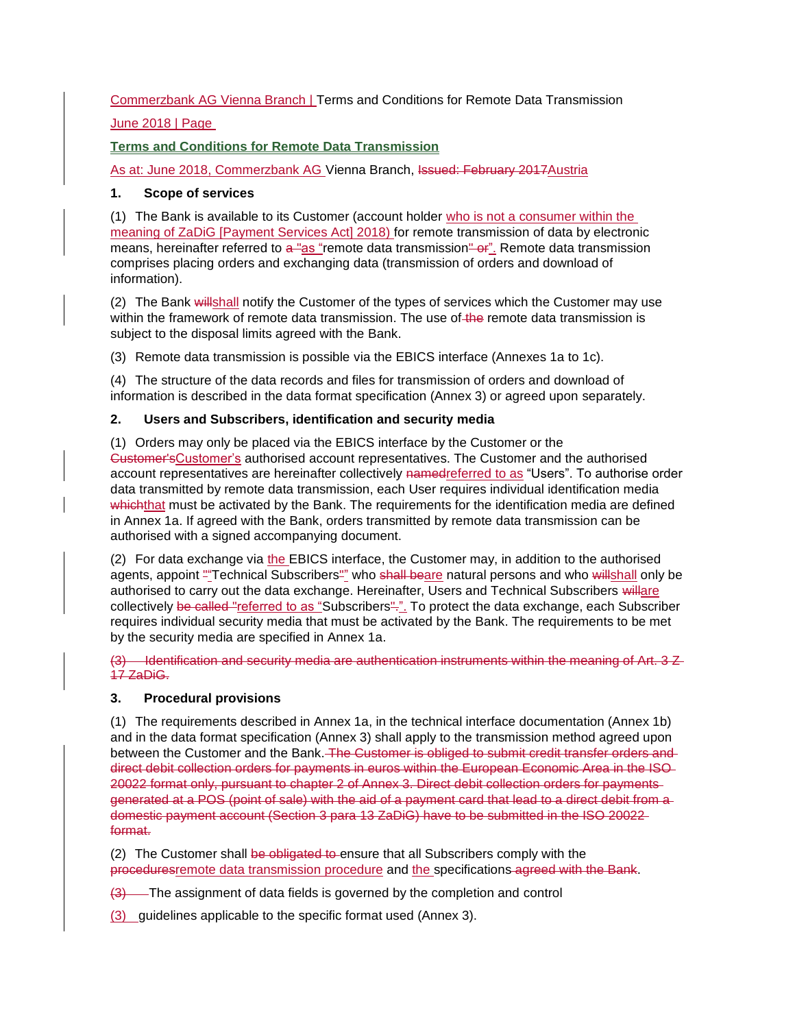**Terms and Conditions for Remote Data Transmission**

As at: June 2018, Commerzbank AG Vienna Branch, ~~Issued: February 2017~~Austria

## 1. Scope of services

(1) The Bank is available to its Customer (account holder who is not a consumer within the meaning of ZaDiG [Payment Services Act] 2018) for remote transmission of data by electronic means, hereinafter referred to ~~a "~~as "remote data transmission~~" or~~". Remote data transmission comprises placing orders and exchanging data (transmission of orders and download of information).

(2) The Bank ~~will~~shall notify the Customer of the types of services which the Customer may use within the framework of remote data transmission. The use of~~ the~~ remote data transmission is subject to the disposal limits agreed with the Bank.

(3) Remote data transmission is possible via the EBICS interface (Annexes 1a to 1c).

(4) The structure of the data records and files for transmission of orders and download of information is described in the data format specification (Annex 3) or agreed upon separately.

## 2. Users and Subscribers, identification and security media

(1) Orders may only be placed via the EBICS interface by the Customer or the ~~Customer's~~Customer's authorised account representatives. The Customer and the authorised account representatives are hereinafter collectively ~~named~~referred to as "Users". To authorise order data transmitted by remote data transmission, each User requires individual identification media ~~which~~that must be activated by the Bank. The requirements for the identification media are defined in Annex 1a. If agreed with the Bank, orders transmitted by remote data transmission can be authorised with a signed accompanying document.

(2) For data exchange via the EBICS interface, the Customer may, in addition to the authorised agents, appoint ~~"~~"Technical Subscribers~~"~~" who ~~shall be~~are natural persons and who ~~will~~shall only be authorised to carry out the data exchange. Hereinafter, Users and Technical Subscribers ~~will~~are collectively ~~be called "~~referred to as "Subscribers~~".~~". To protect the data exchange, each Subscriber requires individual security media that must be activated by the Bank. The requirements to be met by the security media are specified in Annex 1a.

~~(3) Identification and security media are authentication instruments within the meaning of Art. 3 Z 17 ZaDiG.~~

## 3. Procedural provisions

(1) The requirements described in Annex 1a, in the technical interface documentation (Annex 1b) and in the data format specification (Annex 3) shall apply to the transmission method agreed upon between the Customer and the Bank.~~ The Customer is obliged to submit credit transfer orders and direct debit collection orders for payments in euros within the European Economic Area in the ISO 20022 format only, pursuant to chapter 2 of Annex 3. Direct debit collection orders for payments generated at a POS (point of sale) with the aid of a payment card that lead to a direct debit from a domestic payment account (Section 3 para 13 ZaDiG) have to be submitted in the ISO 20022 format.~~

(2) The Customer shall ~~be obligated to~~ ensure that all Subscribers comply with the ~~procedures~~remote data transmission procedure and the specifications~~ agreed with the Bank~~.

~~(3)~~ The assignment of data fields is governed by the completion and control

(3) guidelines applicable to the specific format used (Annex 3).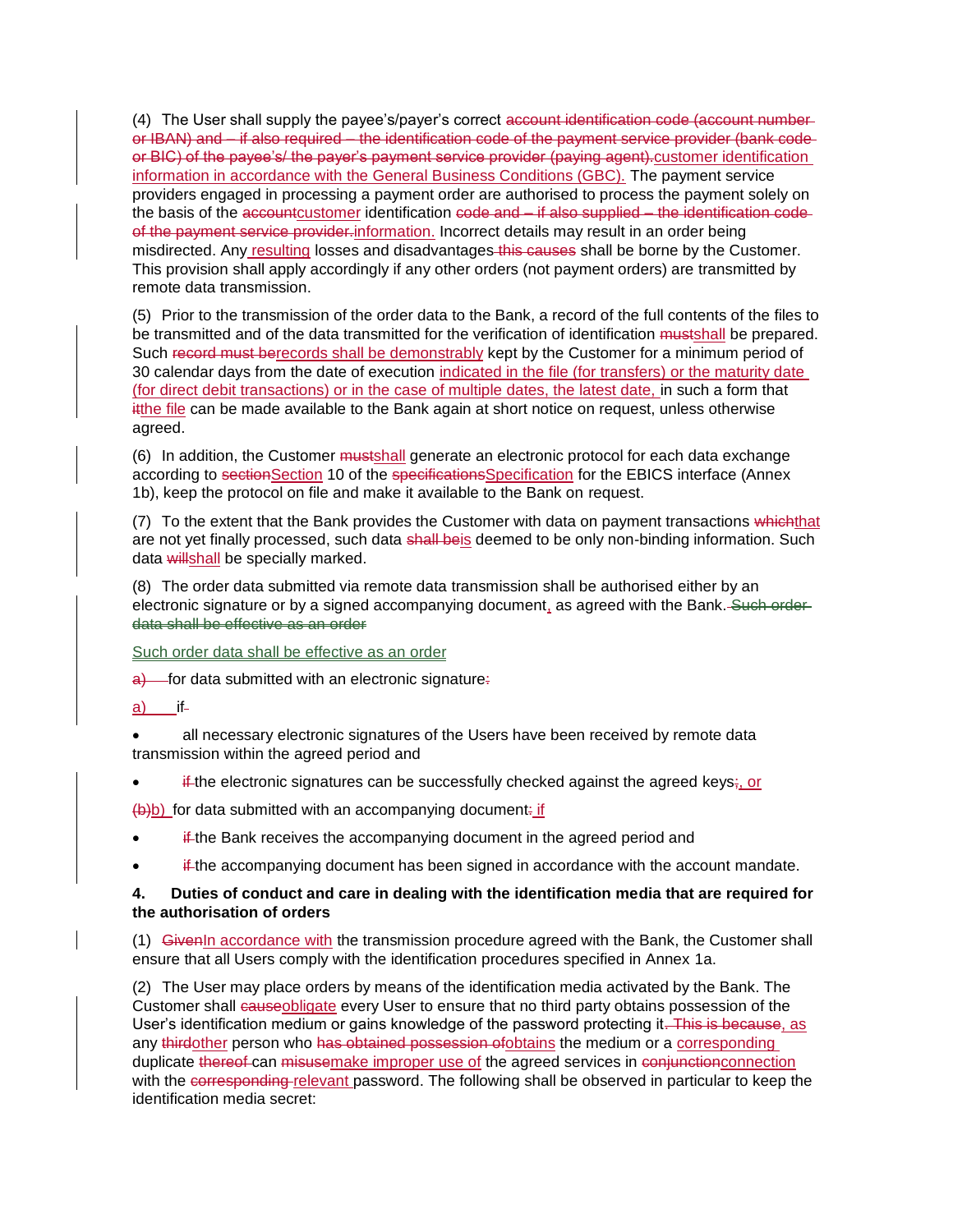(4) The User shall supply the payee's/payer's correct ~~account identification code (account number or IBAN) and – if also required – the identification code of the payment service provider (bank code or BIC) of the payee's/ the payer's payment service provider (paying agent).~~customer identification information in accordance with the General Business Conditions (GBC). The payment service providers engaged in processing a payment order are authorised to process the payment solely on the basis of the ~~account~~customer identification ~~code and – if also supplied – the identification code of the payment service provider.~~information. Incorrect details may result in an order being misdirected. Any resulting losses and disadvantages ~~this causes~~ shall be borne by the Customer. This provision shall apply accordingly if any other orders (not payment orders) are transmitted by remote data transmission.

(5) Prior to the transmission of the order data to the Bank, a record of the full contents of the files to be transmitted and of the data transmitted for the verification of identification ~~must~~shall be prepared. Such ~~record must be~~records shall be demonstrably kept by the Customer for a minimum period of 30 calendar days from the date of execution indicated in the file (for transfers) or the maturity date (for direct debit transactions) or in the case of multiple dates, the latest date, in such a form that ~~it~~the file can be made available to the Bank again at short notice on request, unless otherwise agreed.

(6) In addition, the Customer ~~must~~shall generate an electronic protocol for each data exchange according to ~~section~~Section 10 of the ~~specifications~~Specification for the EBICS interface (Annex 1b), keep the protocol on file and make it available to the Bank on request.

(7) To the extent that the Bank provides the Customer with data on payment transactions ~~which~~that are not yet finally processed, such data ~~shall be~~is deemed to be only non-binding information. Such data ~~will~~shall be specially marked.

(8) The order data submitted via remote data transmission shall be authorised either by an electronic signature or by a signed accompanying document, as agreed with the Bank. ~~Such order data shall be effective as an order~~

Such order data shall be effective as an order

~~a)~~ for data submitted with an electronic signature~~:~~

a) if

- all necessary electronic signatures of the Users have been received by remote data transmission within the agreed period and
- ~~if~~ the electronic signatures can be successfully checked against the agreed keys~~;~~, or

~~(b)~~b) for data submitted with an accompanying document~~:~~ if

- ~~if~~ the Bank receives the accompanying document in the agreed period and
- ~~if~~ the accompanying document has been signed in accordance with the account mandate.

**4. Duties of conduct and care in dealing with the identification media that are required for the authorisation of orders**

(1) ~~Given~~In accordance with the transmission procedure agreed with the Bank, the Customer shall ensure that all Users comply with the identification procedures specified in Annex 1a.

(2) The User may place orders by means of the identification media activated by the Bank. The Customer shall ~~cause~~obligate every User to ensure that no third party obtains possession of the User's identification medium or gains knowledge of the password protecting it~~. This is because~~, as any ~~third~~other person who ~~has obtained possession of~~obtains the medium or a corresponding duplicate ~~thereof~~ can ~~misuse~~make improper use of the agreed services in ~~conjunction~~connection with the ~~corresponding~~ relevant password. The following shall be observed in particular to keep the identification media secret: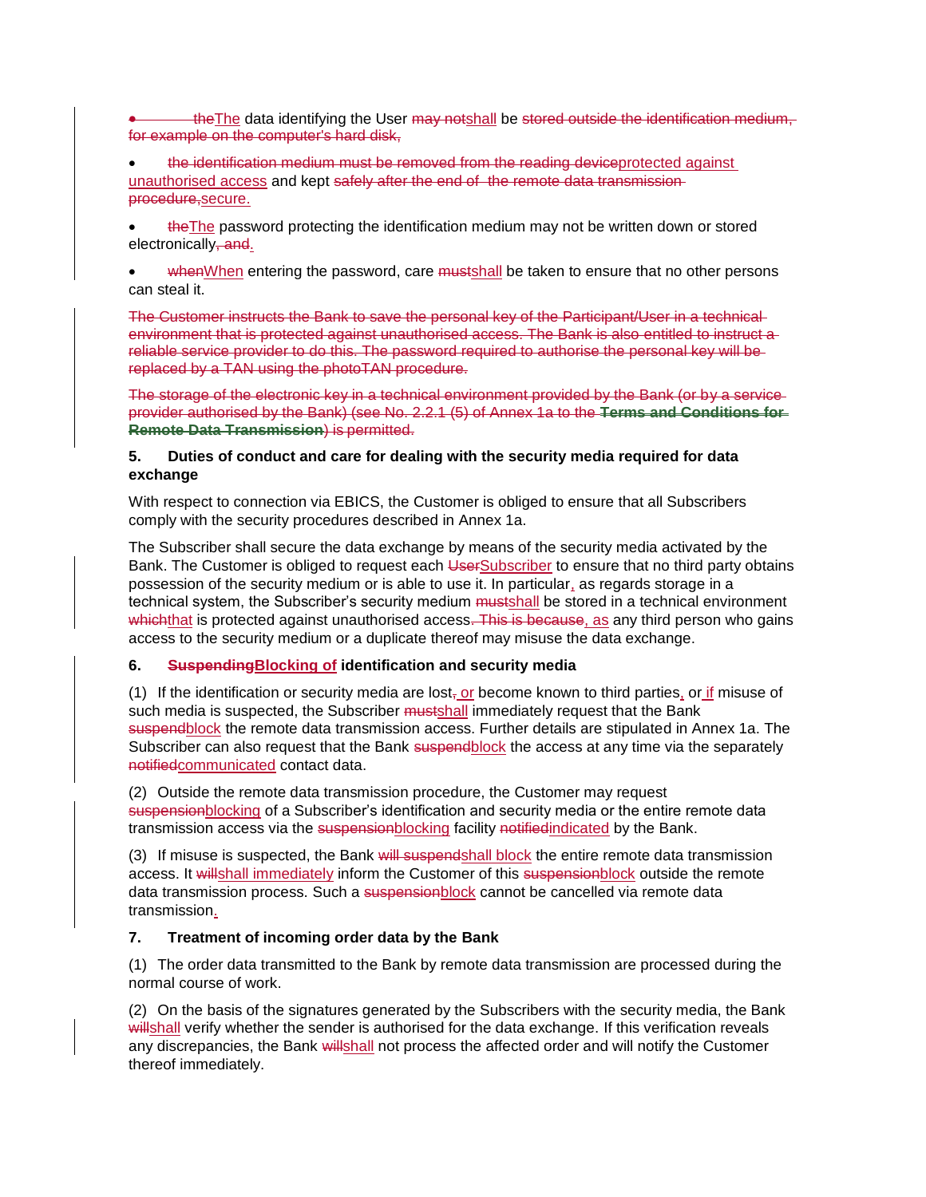- ~~the~~The data identifying the User ~~may not~~shall be ~~stored outside the identification medium, for example on the computer's hard disk,~~
- ~~the identification medium must be removed from the reading device~~protected against unauthorised access and kept ~~safely after the end of the remote data transmission procedure,~~secure.
- ~~the~~The password protecting the identification medium may not be written down or stored electronically~~, and~~.
- ~~when~~When entering the password, care ~~must~~shall be taken to ensure that no other persons can steal it.

~~The Customer instructs the Bank to save the personal key of the Participant/User in a technical environment that is protected against unauthorised access. The Bank is also entitled to instruct a reliable service provider to do this. The password required to authorise the personal key will be replaced by a TAN using the photoTAN procedure.~~

~~The storage of the electronic key in a technical environment provided by the Bank (or by a service provider authorised by the Bank) (see No. 2.2.1 (5) of Annex 1a to the **Terms and Conditions for Remote Data Transmission**) is permitted.~~

### 5. Duties of conduct and care for dealing with the security media required for data exchange

With respect to connection via EBICS, the Customer is obliged to ensure that all Subscribers comply with the security procedures described in Annex 1a.

The Subscriber shall secure the data exchange by means of the security media activated by the Bank. The Customer is obliged to request each ~~User~~Subscriber to ensure that no third party obtains possession of the security medium or is able to use it. In particular, as regards storage in a technical system, the Subscriber's security medium ~~must~~shall be stored in a technical environment ~~which~~that is protected against unauthorised access~~. This is because~~, as any third person who gains access to the security medium or a duplicate thereof may misuse the data exchange.

### 6. ~~Suspending~~Blocking of identification and security media

(1) If the identification or security media are lost~~,~~ or become known to third parties, or if misuse of such media is suspected, the Subscriber ~~must~~shall immediately request that the Bank ~~suspend~~block the remote data transmission access. Further details are stipulated in Annex 1a. The Subscriber can also request that the Bank ~~suspend~~block the access at any time via the separately ~~notified~~communicated contact data.

(2) Outside the remote data transmission procedure, the Customer may request ~~suspension~~blocking of a Subscriber's identification and security media or the entire remote data transmission access via the ~~suspension~~blocking facility ~~notified~~indicated by the Bank.

(3) If misuse is suspected, the Bank ~~will suspend~~shall block the entire remote data transmission access. It ~~will~~shall immediately inform the Customer of this ~~suspension~~block outside the remote data transmission process. Such a ~~suspension~~block cannot be cancelled via remote data transmission.

### 7. Treatment of incoming order data by the Bank

(1) The order data transmitted to the Bank by remote data transmission are processed during the normal course of work.

(2) On the basis of the signatures generated by the Subscribers with the security media, the Bank ~~will~~shall verify whether the sender is authorised for the data exchange. If this verification reveals any discrepancies, the Bank ~~will~~shall not process the affected order and will notify the Customer thereof immediately.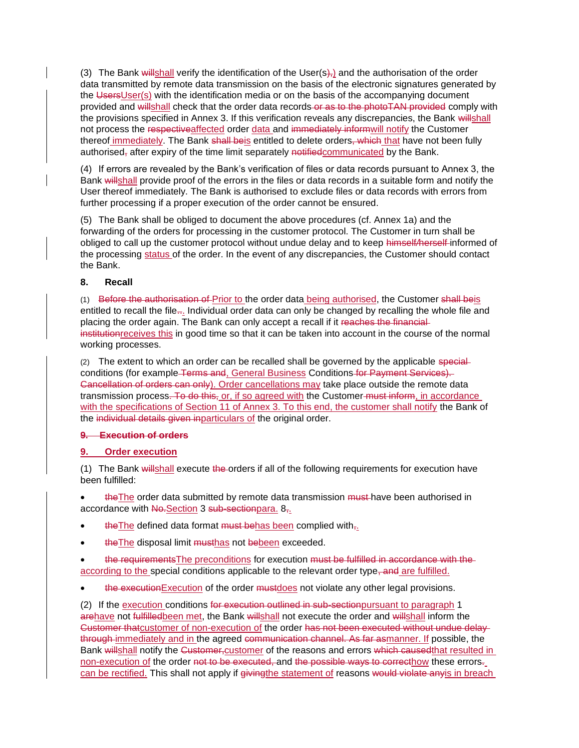(3) The Bank ~~will~~shall verify the identification of the User(s~~),~~) and the authorisation of the order data transmitted by remote data transmission on the basis of the electronic signatures generated by the ~~Users~~User(s) with the identification media or on the basis of the accompanying document provided and ~~will~~shall check that the order data records~~ or as to the photoTAN provided~~ comply with the provisions specified in Annex 3. If this verification reveals any discrepancies, the Bank ~~will~~shall not process the ~~respective~~affected order data and ~~immediately inform~~will notify the Customer thereof immediately. The Bank ~~shall be~~is entitled to delete orders~~, which~~ that have not been fully authorised~~,~~ after expiry of the time limit separately ~~notified~~communicated by the Bank.

(4) If errors are revealed by the Bank's verification of files or data records pursuant to Annex 3, the Bank ~~will~~shall provide proof of the errors in the files or data records in a suitable form and notify the User thereof immediately. The Bank is authorised to exclude files or data records with errors from further processing if a proper execution of the order cannot be ensured.

(5) The Bank shall be obliged to document the above procedures (cf. Annex 1a) and the forwarding of the orders for processing in the customer protocol. The Customer in turn shall be obliged to call up the customer protocol without undue delay and to keep ~~himself/herself~~ informed of the processing status of the order. In the event of any discrepancies, the Customer should contact the Bank.

**8. Recall**

(1) ~~Before the authorisation of~~ Prior to the order data being authorised, the Customer ~~shall be~~is entitled to recall the file~~.~~. Individual order data can only be changed by recalling the whole file and placing the order again. The Bank can only accept a recall if it ~~reaches the financial institution~~receives this in good time so that it can be taken into account in the course of the normal working processes.

(2) The extent to which an order can be recalled shall be governed by the applicable ~~special~~ conditions (for example~~ Terms and~~, General Business Conditions~~ for Payment Services). Cancellation of orders can only~~). Order cancellations may take place outside the remote data transmission process~~. To do this,~~, or, if so agreed with the Customer~~ must inform~~, in accordance with the specifications of Section 11 of Annex 3. To this end, the customer shall notify the Bank of the ~~individual details given in~~particulars of the original order.

~~**9. Execution of orders**~~

**9. Order execution**

(1) The Bank ~~will~~shall execute ~~the~~ orders if all of the following requirements for execution have been fulfilled:

- ~~the~~The order data submitted by remote data transmission ~~must~~ have been authorised in accordance with ~~No.~~Section 3 ~~sub-section~~para. 8~~,~~.
- ~~the~~The defined data format ~~must be~~has been complied with~~,~~.
- ~~the~~The disposal limit ~~must~~has not ~~be~~been exceeded.
- ~~the requirements~~The preconditions for execution ~~must be fulfilled in accordance with the~~ according to the special conditions applicable to the relevant order type~~, and~~ are fulfilled.
- ~~the execution~~Execution of the order ~~must~~does not violate any other legal provisions.

(2) If the execution conditions ~~for execution outlined in sub-section~~pursuant to paragraph 1 ~~are~~have not ~~fulfilled~~been met, the Bank ~~will~~shall not execute the order and ~~will~~shall inform the ~~Customer that~~customer of non-execution of the order ~~has not been executed without undue delay through~~ immediately and in the agreed ~~communication channel. As far as~~manner. If possible, the Bank ~~will~~shall notify the ~~Customer,~~customer of the reasons and errors ~~which caused~~that resulted in non-execution of the order ~~not to be executed,~~ and ~~the possible ways to correct~~how these errors~~.~~ can be rectified. This shall not apply if ~~giving~~the statement of reasons ~~would violate any~~is in breach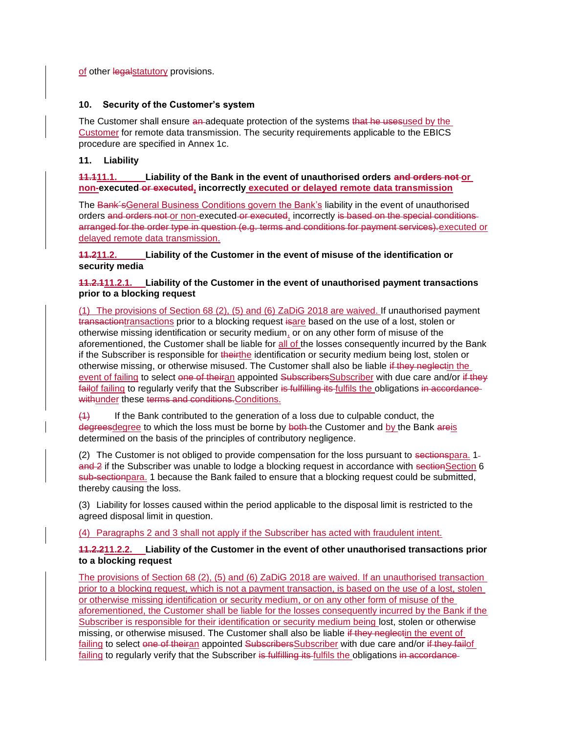of other ~~legal~~statutory provisions.

## 10. Security of the Customer's system

The Customer shall ensure ~~an~~ adequate protection of the systems ~~that he uses~~used by the Customer for remote data transmission. The security requirements applicable to the EBICS procedure are specified in Annex 1c.

## 11. Liability

### ~~11.1~~11.1. Liability of the Bank in the event of unauthorised orders ~~and orders not~~ or non-executed ~~or executed~~, incorrectly executed or delayed remote data transmission

The ~~Bank´s~~General Business Conditions govern the Bank's liability in the event of unauthorised orders ~~and orders not~~ or non-executed ~~or executed~~, incorrectly ~~is based on the special conditions arranged for the order type in question (e.g. terms and conditions for payment services).~~executed or delayed remote data transmission.

### ~~11.2~~11.2. Liability of the Customer in the event of misuse of the identification or security media

#### ~~11.2.1~~11.2.1. Liability of the Customer in the event of unauthorised payment transactions prior to a blocking request

(1) The provisions of Section 68 (2), (5) and (6) ZaDiG 2018 are waived. If unauthorised payment ~~transaction~~transactions prior to a blocking request ~~is~~are based on the use of a lost, stolen or otherwise missing identification or security medium, or on any other form of misuse of the aforementioned, the Customer shall be liable for all of the losses consequently incurred by the Bank if the Subscriber is responsible for ~~their~~the identification or security medium being lost, stolen or otherwise missing, or otherwise misused. The Customer shall also be liable ~~if they neglect~~in the event of failing to select ~~one of their~~an appointed ~~Subscribers~~Subscriber with due care and/or ~~if they fail~~of failing to regularly verify that the Subscriber ~~is fulfilling its~~ fulfils the obligations ~~in accordance with~~under these ~~terms and conditions.~~Conditions.

~~(1)~~ If the Bank contributed to the generation of a loss due to culpable conduct, the ~~degrees~~degree to which the loss must be borne by ~~both~~ the Customer and by the Bank ~~are~~is determined on the basis of the principles of contributory negligence.

(2) The Customer is not obliged to provide compensation for the loss pursuant to ~~sections~~para. 1 ~~and 2~~ if the Subscriber was unable to lodge a blocking request in accordance with ~~section~~Section 6 ~~sub-section~~para. 1 because the Bank failed to ensure that a blocking request could be submitted, thereby causing the loss.

(3) Liability for losses caused within the period applicable to the disposal limit is restricted to the agreed disposal limit in question.

(4) Paragraphs 2 and 3 shall not apply if the Subscriber has acted with fraudulent intent.

#### ~~11.2.2~~11.2.2. Liability of the Customer in the event of other unauthorised transactions prior to a blocking request

The provisions of Section 68 (2), (5) and (6) ZaDiG 2018 are waived. If an unauthorised transaction prior to a blocking request, which is not a payment transaction, is based on the use of a lost, stolen or otherwise missing identification or security medium, or on any other form of misuse of the aforementioned, the Customer shall be liable for the losses consequently incurred by the Bank if the Subscriber is responsible for their identification or security medium being lost, stolen or otherwise missing, or otherwise misused. The Customer shall also be liable ~~if they neglect~~in the event of failing to select ~~one of their~~an appointed ~~Subscribers~~Subscriber with due care and/or ~~if they fail~~of failing to regularly verify that the Subscriber ~~is fulfilling its~~ fulfils the obligations ~~in accordance~~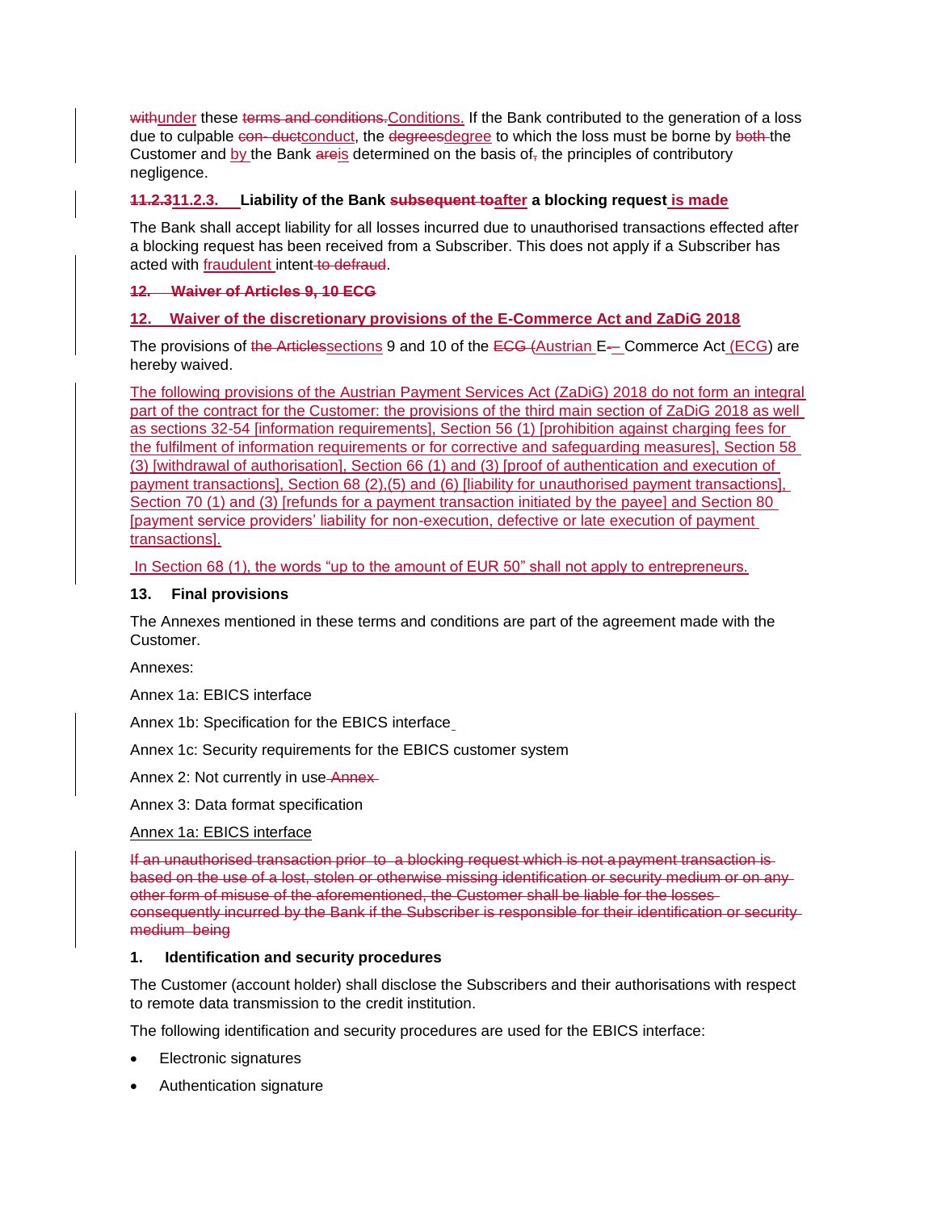~~with~~under these ~~terms and conditions.~~Conditions. If the Bank contributed to the generation of a loss due to culpable ~~con- duct~~conduct, the ~~degrees~~degree to which the loss must be borne by ~~both~~ the Customer and by the Bank ~~are~~is determined on the basis of~~,~~ the principles of contributory negligence.

#### ~~11.2.3~~11.2.3. Liability of the Bank ~~subsequent to~~after a blocking request is made

The Bank shall accept liability for all losses incurred due to unauthorised transactions effected after a blocking request has been received from a Subscriber. This does not apply if a Subscriber has acted with fraudulent intent ~~to defraud~~.

## ~~12. Waiver of Articles 9, 10 ECG~~

## 12. Waiver of the discretionary provisions of the E-Commerce Act and ZaDiG 2018

The provisions of ~~the Articles~~sections 9 and 10 of the ~~ECG~~ (Austrian E-Commerce Act (ECG) are hereby waived.

The following provisions of the Austrian Payment Services Act (ZaDiG) 2018 do not form an integral part of the contract for the Customer: the provisions of the third main section of ZaDiG 2018 as well as sections 32-54 [information requirements], Section 56 (1) [prohibition against charging fees for the fulfilment of information requirements or for corrective and safeguarding measures], Section 58 (3) [withdrawal of authorisation], Section 66 (1) and (3) [proof of authentication and execution of payment transactions], Section 68 (2),(5) and (6) [liability for unauthorised payment transactions], Section 70 (1) and (3) [refunds for a payment transaction initiated by the payee] and Section 80 [payment service providers' liability for non-execution, defective or late execution of payment transactions].

In Section 68 (1), the words "up to the amount of EUR 50" shall not apply to entrepreneurs.

## 13. Final provisions

The Annexes mentioned in these terms and conditions are part of the agreement made with the Customer.

Annexes:

Annex 1a: EBICS interface

Annex 1b: Specification for the EBICS interface

Annex 1c: Security requirements for the EBICS customer system

Annex 2: Not currently in use ~~Annex~~

Annex 3: Data format specification

Annex 1a: EBICS interface

~~If an unauthorised transaction prior to a blocking request which is not a payment transaction is based on the use of a lost, stolen or otherwise missing identification or security medium or on any other form of misuse of the aforementioned, the Customer shall be liable for the losses consequently incurred by the Bank if the Subscriber is responsible for their identification or security medium being~~

## 1. Identification and security procedures

The Customer (account holder) shall disclose the Subscribers and their authorisations with respect to remote data transmission to the credit institution.

The following identification and security procedures are used for the EBICS interface:

- Electronic signatures
- Authentication signature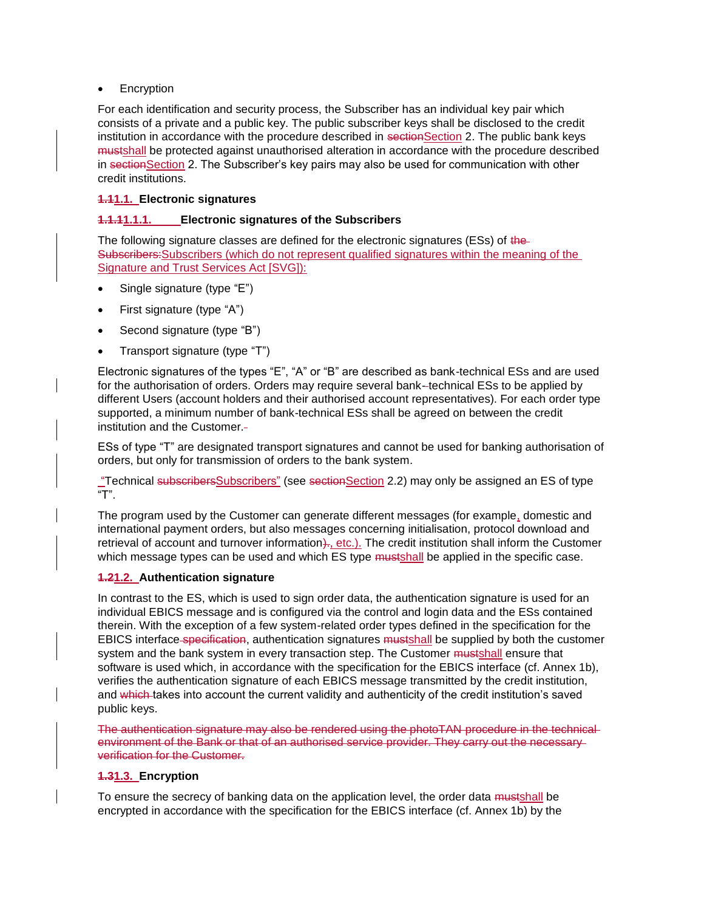- Encryption

For each identification and security process, the Subscriber has an individual key pair which consists of a private and a public key. The public subscriber keys shall be disclosed to the credit institution in accordance with the procedure described in ~~section~~Section 2. The public bank keys ~~must~~shall be protected against unauthorised alteration in accordance with the procedure described in ~~section~~Section 2. The Subscriber's key pairs may also be used for communication with other credit institutions.

### ~~1.1~~1.1. Electronic signatures

#### ~~1.1.1~~1.1.1. Electronic signatures of the Subscribers

The following signature classes are defined for the electronic signatures (ESs) of ~~the Subscribers:~~Subscribers (which do not represent qualified signatures within the meaning of the Signature and Trust Services Act [SVG]):

- Single signature (type "E")
- First signature (type "A")
- Second signature (type "B")
- Transport signature (type "T")

Electronic signatures of the types "E", "A" or "B" are described as bank-technical ESs and are used for the authorisation of orders. Orders may require several bank~~-~~-technical ESs to be applied by different Users (account holders and their authorised account representatives). For each order type supported, a minimum number of bank-technical ESs shall be agreed on between the credit institution and the Customer.~~ ~~

ESs of type "T" are designated transport signatures and cannot be used for banking authorisation of orders, but only for transmission of orders to the bank system.

"Technical ~~subscribers~~Subscribers" (see ~~section~~Section 2.2) may only be assigned an ES of type "T".

The program used by the Customer can generate different messages (for example, domestic and international payment orders, but also messages concerning initialisation, protocol download and retrieval of account and turnover information~~).~~, etc.). The credit institution shall inform the Customer which message types can be used and which ES type ~~must~~shall be applied in the specific case.

### ~~1.2~~1.2. Authentication signature

In contrast to the ES, which is used to sign order data, the authentication signature is used for an individual EBICS message and is configured via the control and login data and the ESs contained therein. With the exception of a few system-related order types defined in the specification for the EBICS interface ~~specification~~, authentication signatures ~~must~~shall be supplied by both the customer system and the bank system in every transaction step. The Customer ~~must~~shall ensure that software is used which, in accordance with the specification for the EBICS interface (cf. Annex 1b), verifies the authentication signature of each EBICS message transmitted by the credit institution, and ~~which~~ takes into account the current validity and authenticity of the credit institution's saved public keys.

~~The authentication signature may also be rendered using the photoTAN procedure in the technical environment of the Bank or that of an authorised service provider. They carry out the necessary verification for the Customer.~~

### ~~1.3~~1.3. Encryption

To ensure the secrecy of banking data on the application level, the order data ~~must~~shall be encrypted in accordance with the specification for the EBICS interface (cf. Annex 1b) by the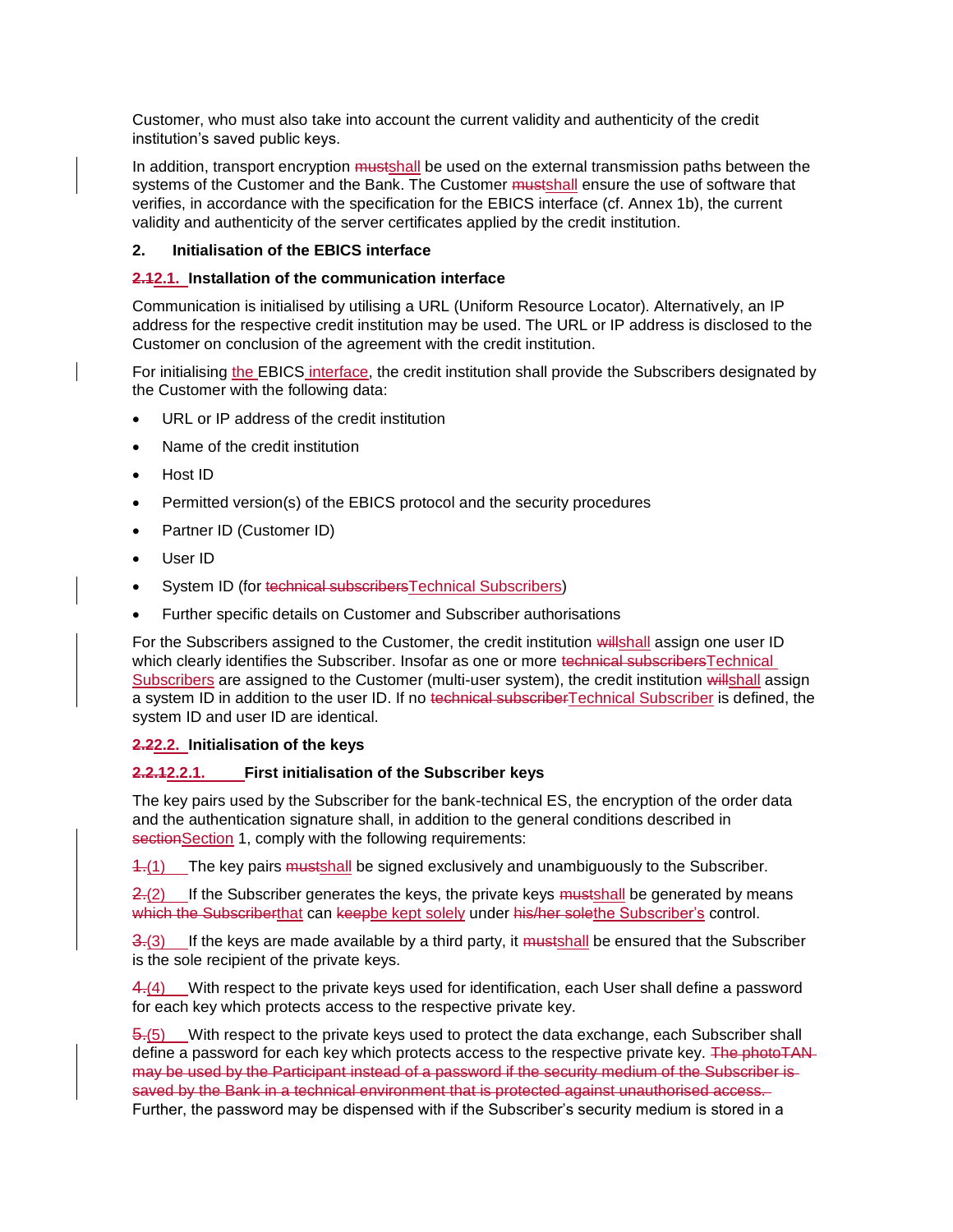Customer, who must also take into account the current validity and authenticity of the credit institution's saved public keys.

In addition, transport encryption ~~must~~shall be used on the external transmission paths between the systems of the Customer and the Bank. The Customer ~~must~~shall ensure the use of software that verifies, in accordance with the specification for the EBICS interface (cf. Annex 1b), the current validity and authenticity of the server certificates applied by the credit institution.

## 2. Initialisation of the EBICS interface

### ~~2.1~~2.1. Installation of the communication interface

Communication is initialised by utilising a URL (Uniform Resource Locator). Alternatively, an IP address for the respective credit institution may be used. The URL or IP address is disclosed to the Customer on conclusion of the agreement with the credit institution.

For initialising the EBICS interface, the credit institution shall provide the Subscribers designated by the Customer with the following data:

- URL or IP address of the credit institution
- Name of the credit institution
- Host ID
- Permitted version(s) of the EBICS protocol and the security procedures
- Partner ID (Customer ID)
- User ID
- System ID (for ~~technical subscribers~~Technical Subscribers)
- Further specific details on Customer and Subscriber authorisations

For the Subscribers assigned to the Customer, the credit institution ~~will~~shall assign one user ID which clearly identifies the Subscriber. Insofar as one or more ~~technical subscribers~~Technical Subscribers are assigned to the Customer (multi-user system), the credit institution ~~will~~shall assign a system ID in addition to the user ID. If no ~~technical subscriber~~Technical Subscriber is defined, the system ID and user ID are identical.

### ~~2.2~~2.2. Initialisation of the keys

#### ~~2.2.1~~2.2.1. First initialisation of the Subscriber keys

The key pairs used by the Subscriber for the bank-technical ES, the encryption of the order data and the authentication signature shall, in addition to the general conditions described in ~~section~~Section 1, comply with the following requirements:

~~1.~~(1) The key pairs ~~must~~shall be signed exclusively and unambiguously to the Subscriber.

~~2.~~(2) If the Subscriber generates the keys, the private keys ~~must~~shall be generated by means ~~which the Subscriber~~that can ~~keep~~be kept solely under ~~his/her sole~~the Subscriber's control.

~~3.~~(3) If the keys are made available by a third party, it ~~must~~shall be ensured that the Subscriber is the sole recipient of the private keys.

~~4.~~(4) With respect to the private keys used for identification, each User shall define a password for each key which protects access to the respective private key.

~~5.~~(5) With respect to the private keys used to protect the data exchange, each Subscriber shall define a password for each key which protects access to the respective private key. ~~The photoTAN may be used by the Participant instead of a password if the security medium of the Subscriber is saved by the Bank in a technical environment that is protected against unauthorised access.~~ Further, the password may be dispensed with if the Subscriber's security medium is stored in a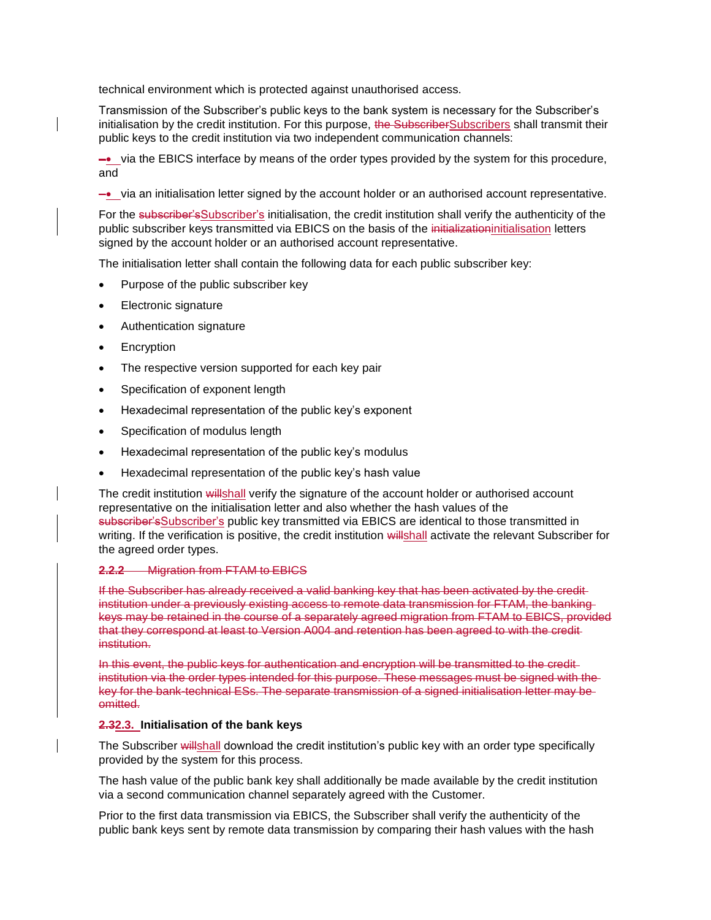technical environment which is protected against unauthorised access.

Transmission of the Subscriber's public keys to the bank system is necessary for the Subscriber's initialisation by the credit institution. For this purpose, ~~the Subscriber~~Subscribers shall transmit their public keys to the credit institution via two independent communication channels:

- via the EBICS interface by means of the order types provided by the system for this procedure, and
- via an initialisation letter signed by the account holder or an authorised account representative.

For the ~~subscriber's~~Subscriber's initialisation, the credit institution shall verify the authenticity of the public subscriber keys transmitted via EBICS on the basis of the ~~initialization~~initialisation letters signed by the account holder or an authorised account representative.

The initialisation letter shall contain the following data for each public subscriber key:

- Purpose of the public subscriber key
- Electronic signature
- Authentication signature
- Encryption
- The respective version supported for each key pair
- Specification of exponent length
- Hexadecimal representation of the public key's exponent
- Specification of modulus length
- Hexadecimal representation of the public key's modulus
- Hexadecimal representation of the public key's hash value

The credit institution ~~will~~shall verify the signature of the account holder or authorised account representative on the initialisation letter and also whether the hash values of the ~~subscriber's~~Subscriber's public key transmitted via EBICS are identical to those transmitted in writing. If the verification is positive, the credit institution ~~will~~shall activate the relevant Subscriber for the agreed order types.

~~**2.2.2** Migration from FTAM to EBICS~~

~~If the Subscriber has already received a valid banking key that has been activated by the credit institution under a previously existing access to remote data transmission for FTAM, the banking keys may be retained in the course of a separately agreed migration from FTAM to EBICS, provided that they correspond at least to Version A004 and retention has been agreed to with the credit institution.~~

~~In this event, the public keys for authentication and encryption will be transmitted to the credit institution via the order types intended for this purpose. These messages must be signed with the key for the bank-technical ESs. The separate transmission of a signed initialisation letter may be omitted.~~

### ~~2.3~~2.3. Initialisation of the bank keys

The Subscriber ~~will~~shall download the credit institution's public key with an order type specifically provided by the system for this process.

The hash value of the public bank key shall additionally be made available by the credit institution via a second communication channel separately agreed with the Customer.

Prior to the first data transmission via EBICS, the Subscriber shall verify the authenticity of the public bank keys sent by remote data transmission by comparing their hash values with the hash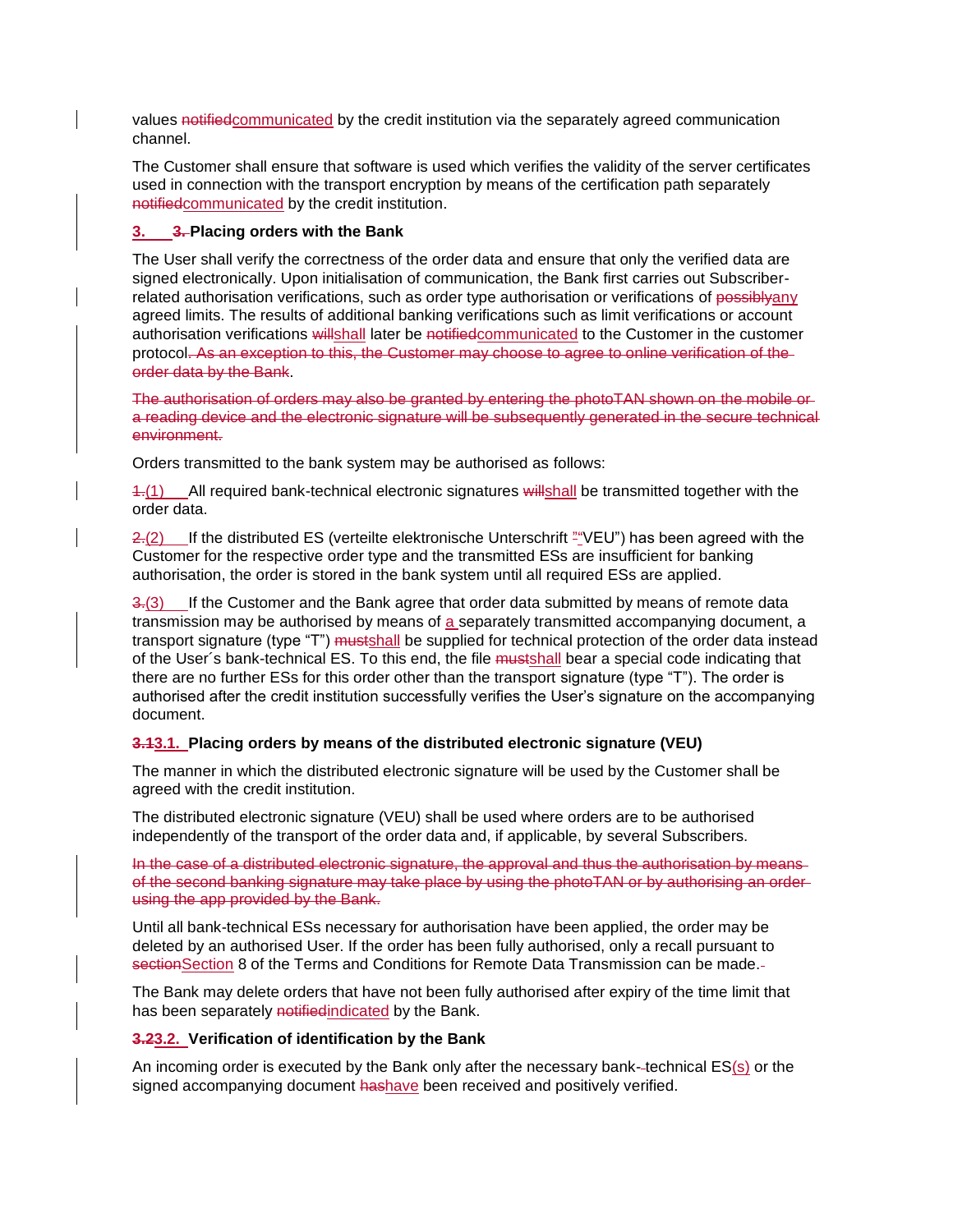values ~~notified~~communicated by the credit institution via the separately agreed communication channel.

The Customer shall ensure that software is used which verifies the validity of the server certificates used in connection with the transport encryption by means of the certification path separately ~~notified~~communicated by the credit institution.

### 3. ~~3.~~ Placing orders with the Bank

The User shall verify the correctness of the order data and ensure that only the verified data are signed electronically. Upon initialisation of communication, the Bank first carries out Subscriber-related authorisation verifications, such as order type authorisation or verifications of ~~possibly~~any agreed limits. The results of additional banking verifications such as limit verifications or account authorisation verifications ~~will~~shall later be ~~notified~~communicated to the Customer in the customer protocol~~. As an exception to this, the Customer may choose to agree to online verification of the order data by the Bank~~.

~~The authorisation of orders may also be granted by entering the photoTAN shown on the mobile or a reading device and the electronic signature will be subsequently generated in the secure technical environment.~~

Orders transmitted to the bank system may be authorised as follows:

~~1.~~(1) All required bank-technical electronic signatures ~~will~~shall be transmitted together with the order data.

~~2.~~(2) If the distributed ES (verteilte elektronische Unterschrift ~~"~~"VEU") has been agreed with the Customer for the respective order type and the transmitted ESs are insufficient for banking authorisation, the order is stored in the bank system until all required ESs are applied.

~~3.~~(3) If the Customer and the Bank agree that order data submitted by means of remote data transmission may be authorised by means of a separately transmitted accompanying document, a transport signature (type "T") ~~must~~shall be supplied for technical protection of the order data instead of the User´s bank-technical ES. To this end, the file ~~must~~shall bear a special code indicating that there are no further ESs for this order other than the transport signature (type "T"). The order is authorised after the credit institution successfully verifies the User's signature on the accompanying document.

#### ~~3.1~~3.1. Placing orders by means of the distributed electronic signature (VEU)

The manner in which the distributed electronic signature will be used by the Customer shall be agreed with the credit institution.

The distributed electronic signature (VEU) shall be used where orders are to be authorised independently of the transport of the order data and, if applicable, by several Subscribers.

~~In the case of a distributed electronic signature, the approval and thus the authorisation by means of the second banking signature may take place by using the photoTAN or by authorising an order using the app provided by the Bank.~~

Until all bank-technical ESs necessary for authorisation have been applied, the order may be deleted by an authorised User. If the order has been fully authorised, only a recall pursuant to ~~section~~Section 8 of the Terms and Conditions for Remote Data Transmission can be made.

The Bank may delete orders that have not been fully authorised after expiry of the time limit that has been separately ~~notified~~indicated by the Bank.

#### ~~3.2~~3.2. Verification of identification by the Bank

An incoming order is executed by the Bank only after the necessary bank-~~-~~technical ES(s) or the signed accompanying document ~~has~~have been received and positively verified.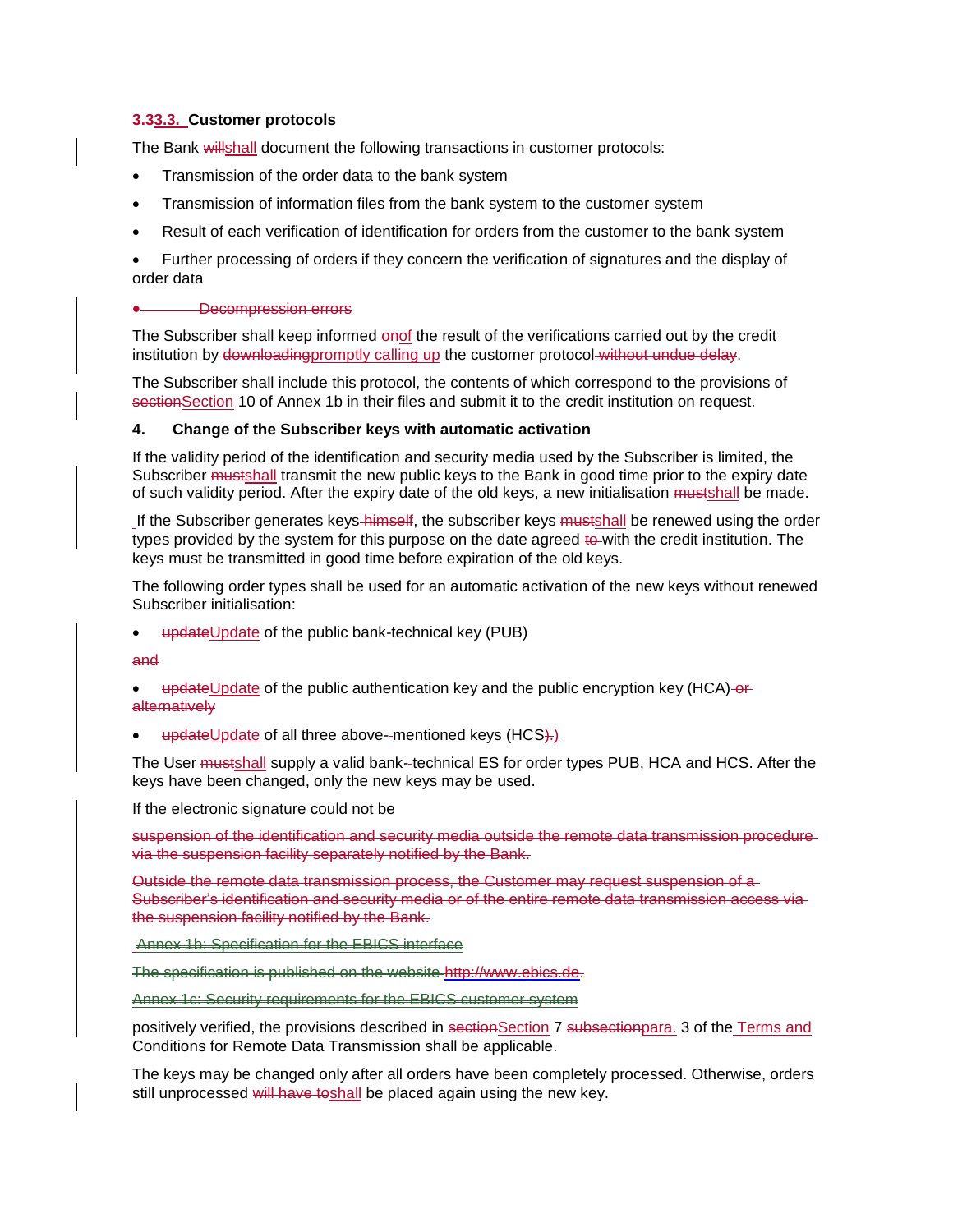### ~~3.3~~3.3. Customer protocols

The Bank ~~will~~shall document the following transactions in customer protocols:

- Transmission of the order data to the bank system
- Transmission of information files from the bank system to the customer system
- Result of each verification of identification for orders from the customer to the bank system
- Further processing of orders if they concern the verification of signatures and the display of order data
- ~~Decompression errors~~

The Subscriber shall keep informed ~~on~~of the result of the verifications carried out by the credit institution by ~~downloading~~promptly calling up the customer protocol ~~without undue delay~~.

The Subscriber shall include this protocol, the contents of which correspond to the provisions of ~~section~~Section 10 of Annex 1b in their files and submit it to the credit institution on request.

### 4. Change of the Subscriber keys with automatic activation

If the validity period of the identification and security media used by the Subscriber is limited, the Subscriber ~~must~~shall transmit the new public keys to the Bank in good time prior to the expiry date of such validity period. After the expiry date of the old keys, a new initialisation ~~must~~shall be made.

If the Subscriber generates keys ~~himself~~, the subscriber keys ~~must~~shall be renewed using the order types provided by the system for this purpose on the date agreed ~~to~~ with the credit institution. The keys must be transmitted in good time before expiration of the old keys.

The following order types shall be used for an automatic activation of the new keys without renewed Subscriber initialisation:

- ~~update~~Update of the public bank-technical key (PUB)

~~and~~

- ~~update~~Update of the public authentication key and the public encryption key (HCA) ~~or alternatively~~
- ~~update~~Update of all three above-~~-~~mentioned keys (HCS~~)~~.)

The User ~~must~~shall supply a valid bank-~~-~~technical ES for order types PUB, HCA and HCS. After the keys have been changed, only the new keys may be used.

If the electronic signature could not be

~~suspension of the identification and security media outside the remote data transmission procedure via the suspension facility separately notified by the Bank.~~

~~Outside the remote data transmission process, the Customer may request suspension of a Subscriber's identification and security media or of the entire remote data transmission access via the suspension facility notified by the Bank.~~

~~Annex 1b: Specification for the EBICS interface~~

~~The specification is published on the website http://www.ebics.de.~~

~~Annex 1c: Security requirements for the EBICS customer system~~

positively verified, the provisions described in ~~section~~Section 7 ~~subsection~~para. 3 of the Terms and Conditions for Remote Data Transmission shall be applicable.

The keys may be changed only after all orders have been completely processed. Otherwise, orders still unprocessed ~~will have to~~shall be placed again using the new key.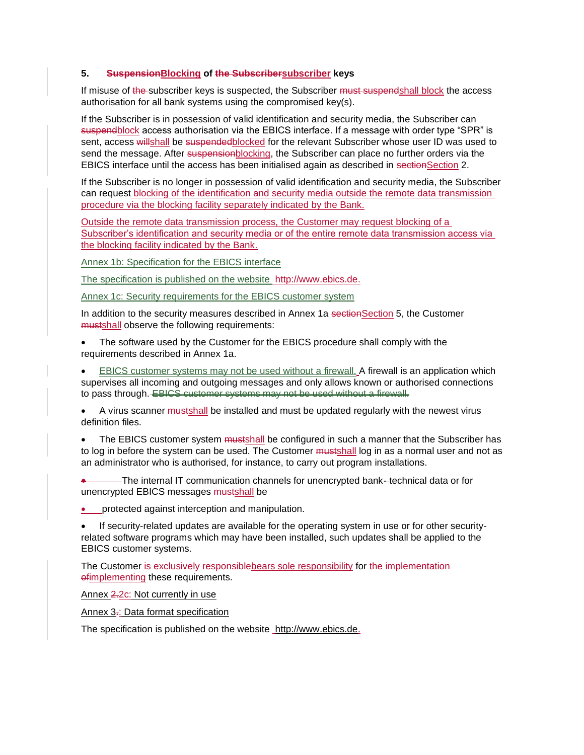### 5. ~~Suspension~~Blocking of ~~the Subscriber~~subscriber keys

If misuse of ~~the~~ subscriber keys is suspected, the Subscriber ~~must suspend~~shall block the access authorisation for all bank systems using the compromised key(s).

If the Subscriber is in possession of valid identification and security media, the Subscriber can ~~suspend~~block access authorisation via the EBICS interface. If a message with order type "SPR" is sent, access ~~will~~shall be ~~suspended~~blocked for the relevant Subscriber whose user ID was used to send the message. After ~~suspension~~blocking, the Subscriber can place no further orders via the EBICS interface until the access has been initialised again as described in ~~section~~Section 2.

If the Subscriber is no longer in possession of valid identification and security media, the Subscriber can request blocking of the identification and security media outside the remote data transmission procedure via the blocking facility separately indicated by the Bank.

Outside the remote data transmission process, the Customer may request blocking of a Subscriber's identification and security media or of the entire remote data transmission access via the blocking facility indicated by the Bank.

Annex 1b: Specification for the EBICS interface

The specification is published on the website http://www.ebics.de.

Annex 1c: Security requirements for the EBICS customer system

In addition to the security measures described in Annex 1a ~~section~~Section 5, the Customer ~~must~~shall observe the following requirements:

- The software used by the Customer for the EBICS procedure shall comply with the requirements described in Annex 1a.
- EBICS customer systems may not be used without a firewall. A firewall is an application which supervises all incoming and outgoing messages and only allows known or authorised connections to pass through. ~~EBICS customer systems may not be used without a firewall.~~
- A virus scanner ~~must~~shall be installed and must be updated regularly with the newest virus definition files.
- The EBICS customer system ~~must~~shall be configured in such a manner that the Subscriber has to log in before the system can be used. The Customer ~~must~~shall log in as a normal user and not as an administrator who is authorised, for instance, to carry out program installations.
- The internal IT communication channels for unencrypted bank-technical data or for unencrypted EBICS messages ~~must~~shall be protected against interception and manipulation.
- If security-related updates are available for the operating system in use or for other security-related software programs which may have been installed, such updates shall be applied to the EBICS customer systems.

The Customer ~~is exclusively responsible~~bears sole responsibility for ~~the implementation of~~implementing these requirements.

Annex ~~2.~~2c: Not currently in use

Annex 3~~.~~: Data format specification

The specification is published on the website http://www.ebics.de.